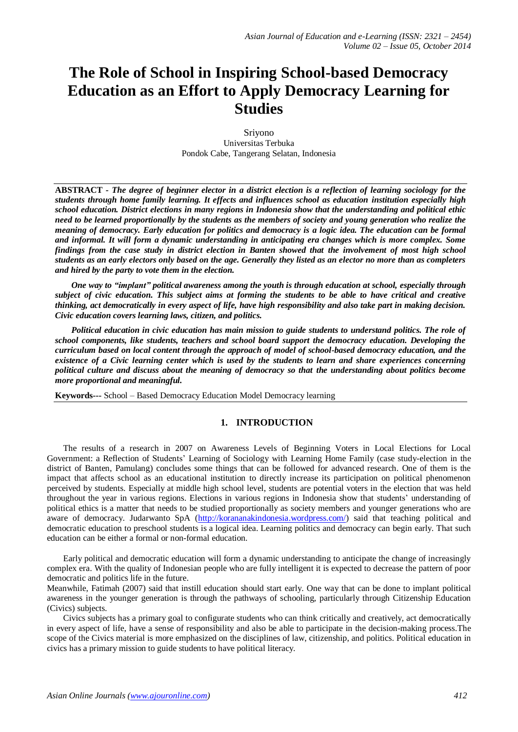# The Role of School in Inspiring School-based Democracy Education as an Effort to Apply Democracy Learning for Studies

Sriyono
Universitas Terbuka
Pondok Cabe, Tangerang Selatan, Indonesia

**ABSTRACT** - ***The degree of beginner elector in a district election is a reflection of learning sociology for the students through home family learning. It effects and influences school as education institution especially high school education. District elections in many regions in Indonesia show that the understanding and political ethic need to be learned proportionally by the students as the members of society and young generation who realize the meaning of democracy. Early education for politics and democracy is a logic idea. The education can be formal and informal. It will form a dynamic understanding in anticipating era changes which is more complex. Some findings from the case study in district election in Banten showed that the involvement of most high school students as an early electors only based on the age. Generally they listed as an elector no more than as completers and hired by the party to vote them in the election.***

***One way to "implant" political awareness among the youth is through education at school, especially through subject of civic education. This subject aims at forming the students to be able to have critical and creative thinking, act democratically in every aspect of life, have high responsibility and also take part in making decision. Civic education covers learning laws, citizen, and politics.***

***Political education in civic education has main mission to guide students to understand politics. The role of school components, like students, teachers and school board support the democracy education. Developing the curriculum based on local content through the approach of model of school-based democracy education, and the existence of a Civic learning center which is used by the students to learn and share experiences concerning political culture and discuss about the meaning of democracy so that the understanding about politics become more proportional and meaningful.***

**Keywords---** School – Based Democracy Education Model Democracy learning

## 1. INTRODUCTION

The results of a research in 2007 on Awareness Levels of Beginning Voters in Local Elections for Local Government: a Reflection of Students' Learning of Sociology with Learning Home Family (case study-election in the district of Banten, Pamulang) concludes some things that can be followed for advanced research. One of them is the impact that affects school as an educational institution to directly increase its participation on political phenomenon perceived by students. Especially at middle high school level, students are potential voters in the election that was held throughout the year in various regions. Elections in various regions in Indonesia show that students' understanding of political ethics is a matter that needs to be studied proportionally as society members and younger generations who are aware of democracy. Judarwanto SpA (http://korananakindonesia.wordpress.com/) said that teaching political and democratic education to preschool students is a logical idea. Learning politics and democracy can begin early. That such education can be either a formal or non-formal education.

Early political and democratic education will form a dynamic understanding to anticipate the change of increasingly complex era. With the quality of Indonesian people who are fully intelligent it is expected to decrease the pattern of poor democratic and politics life in the future.

Meanwhile, Fatimah (2007) said that instill education should start early. One way that can be done to implant political awareness in the younger generation is through the pathways of schooling, particularly through Citizenship Education (Civics) subjects.

Civics subjects has a primary goal to configurate students who can think critically and creatively, act democratically in every aspect of life, have a sense of responsibility and also be able to participate in the decision-making process.The scope of the Civics material is more emphasized on the disciplines of law, citizenship, and politics. Political education in civics has a primary mission to guide students to have political literacy.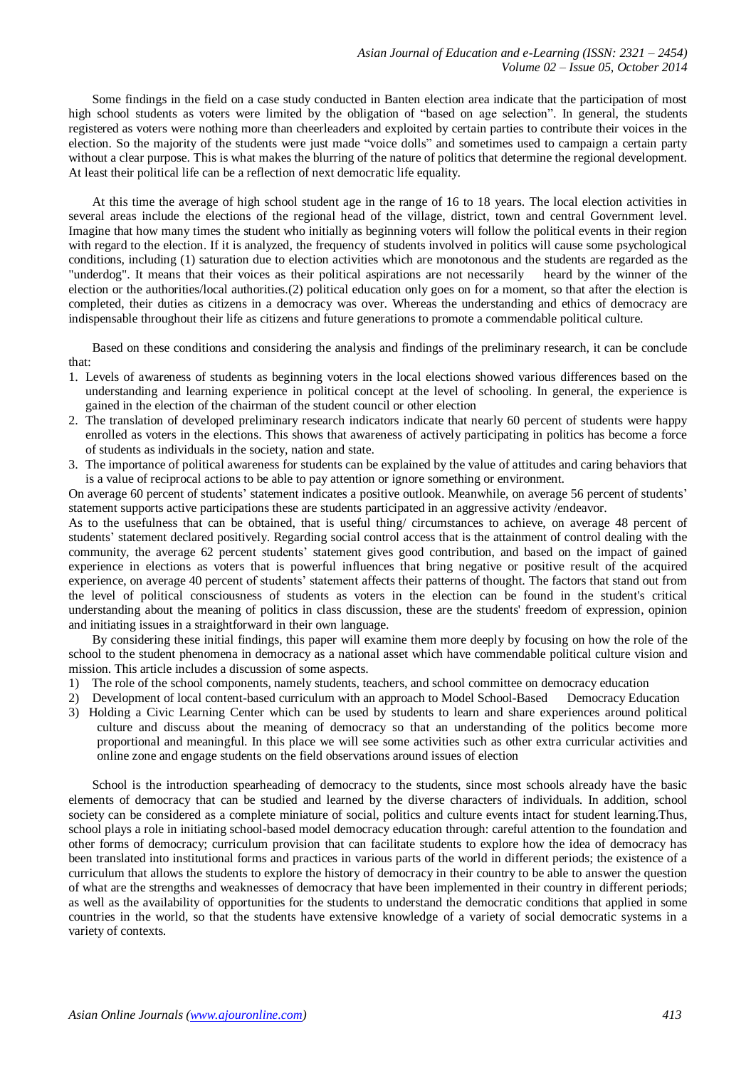Some findings in the field on a case study conducted in Banten election area indicate that the participation of most high school students as voters were limited by the obligation of "based on age selection". In general, the students registered as voters were nothing more than cheerleaders and exploited by certain parties to contribute their voices in the election. So the majority of the students were just made "voice dolls" and sometimes used to campaign a certain party without a clear purpose. This is what makes the blurring of the nature of politics that determine the regional development. At least their political life can be a reflection of next democratic life equality.

At this time the average of high school student age in the range of 16 to 18 years. The local election activities in several areas include the elections of the regional head of the village, district, town and central Government level. Imagine that how many times the student who initially as beginning voters will follow the political events in their region with regard to the election. If it is analyzed, the frequency of students involved in politics will cause some psychological conditions, including (1) saturation due to election activities which are monotonous and the students are regarded as the "underdog". It means that their voices as their political aspirations are not necessarily heard by the winner of the election or the authorities/local authorities.(2) political education only goes on for a moment, so that after the election is completed, their duties as citizens in a democracy was over. Whereas the understanding and ethics of democracy are indispensable throughout their life as citizens and future generations to promote a commendable political culture.

Based on these conditions and considering the analysis and findings of the preliminary research, it can be conclude that:

1. Levels of awareness of students as beginning voters in the local elections showed various differences based on the understanding and learning experience in political concept at the level of schooling. In general, the experience is gained in the election of the chairman of the student council or other election
2. The translation of developed preliminary research indicators indicate that nearly 60 percent of students were happy enrolled as voters in the elections. This shows that awareness of actively participating in politics has become a force of students as individuals in the society, nation and state.
3. The importance of political awareness for students can be explained by the value of attitudes and caring behaviors that is a value of reciprocal actions to be able to pay attention or ignore something or environment.

On average 60 percent of students' statement indicates a positive outlook. Meanwhile, on average 56 percent of students' statement supports active participations these are students participated in an aggressive activity /endeavor.

As to the usefulness that can be obtained, that is useful thing/ circumstances to achieve, on average 48 percent of students' statement declared positively. Regarding social control access that is the attainment of control dealing with the community, the average 62 percent students' statement gives good contribution, and based on the impact of gained experience in elections as voters that is powerful influences that bring negative or positive result of the acquired experience, on average 40 percent of students' statement affects their patterns of thought. The factors that stand out from the level of political consciousness of students as voters in the election can be found in the student's critical understanding about the meaning of politics in class discussion, these are the students' freedom of expression, opinion and initiating issues in a straightforward in their own language.

By considering these initial findings, this paper will examine them more deeply by focusing on how the role of the school to the student phenomena in democracy as a national asset which have commendable political culture vision and mission. This article includes a discussion of some aspects.

1) The role of the school components, namely students, teachers, and school committee on democracy education
2) Development of local content-based curriculum with an approach to Model School-Based Democracy Education
3) Holding a Civic Learning Center which can be used by students to learn and share experiences around political culture and discuss about the meaning of democracy so that an understanding of the politics become more proportional and meaningful. In this place we will see some activities such as other extra curricular activities and online zone and engage students on the field observations around issues of election

School is the introduction spearheading of democracy to the students, since most schools already have the basic elements of democracy that can be studied and learned by the diverse characters of individuals. In addition, school society can be considered as a complete miniature of social, politics and culture events intact for student learning.Thus, school plays a role in initiating school-based model democracy education through: careful attention to the foundation and other forms of democracy; curriculum provision that can facilitate students to explore how the idea of democracy has been translated into institutional forms and practices in various parts of the world in different periods; the existence of a curriculum that allows the students to explore the history of democracy in their country to be able to answer the question of what are the strengths and weaknesses of democracy that have been implemented in their country in different periods; as well as the availability of opportunities for the students to understand the democratic conditions that applied in some countries in the world, so that the students have extensive knowledge of a variety of social democratic systems in a variety of contexts.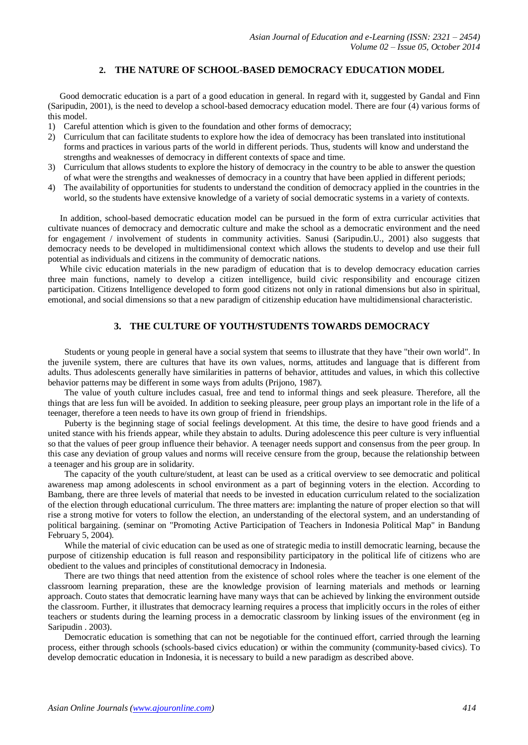## 2. THE NATURE OF SCHOOL-BASED DEMOCRACY EDUCATION MODEL

Good democratic education is a part of a good education in general. In regard with it, suggested by Gandal and Finn (Saripudin, 2001), is the need to develop a school-based democracy education model. There are four (4) various forms of this model.

1) Careful attention which is given to the foundation and other forms of democracy;
2) Curriculum that can facilitate students to explore how the idea of democracy has been translated into institutional forms and practices in various parts of the world in different periods. Thus, students will know and understand the strengths and weaknesses of democracy in different contexts of space and time.
3) Curriculum that allows students to explore the history of democracy in the country to be able to answer the question of what were the strengths and weaknesses of democracy in a country that have been applied in different periods;
4) The availability of opportunities for students to understand the condition of democracy applied in the countries in the world, so the students have extensive knowledge of a variety of social democratic systems in a variety of contexts.

In addition, school-based democratic education model can be pursued in the form of extra curricular activities that cultivate nuances of democracy and democratic culture and make the school as a democratic environment and the need for engagement / involvement of students in community activities. Sanusi (Saripudin.U., 2001) also suggests that democracy needs to be developed in multidimensional context which allows the students to develop and use their full potential as individuals and citizens in the community of democratic nations.

While civic education materials in the new paradigm of education that is to develop democracy education carries three main functions, namely to develop a citizen intelligence, build civic responsibility and encourage citizen participation. Citizens Intelligence developed to form good citizens not only in rational dimensions but also in spiritual, emotional, and social dimensions so that a new paradigm of citizenship education have multidimensional characteristic.

## 3. THE CULTURE OF YOUTH/STUDENTS TOWARDS DEMOCRACY

Students or young people in general have a social system that seems to illustrate that they have "their own world". In the juvenile system, there are cultures that have its own values, norms, attitudes and language that is different from adults. Thus adolescents generally have similarities in patterns of behavior, attitudes and values, in which this collective behavior patterns may be different in some ways from adults (Prijono, 1987).

The value of youth culture includes casual, free and tend to informal things and seek pleasure. Therefore, all the things that are less fun will be avoided. In addition to seeking pleasure, peer group plays an important role in the life of a teenager, therefore a teen needs to have its own group of friend in friendships.

Puberty is the beginning stage of social feelings development. At this time, the desire to have good friends and a united stance with his friends appear, while they abstain to adults. During adolescence this peer culture is very influential so that the values of peer group influence their behavior. A teenager needs support and consensus from the peer group. In this case any deviation of group values and norms will receive censure from the group, because the relationship between a teenager and his group are in solidarity.

The capacity of the youth culture/student, at least can be used as a critical overview to see democratic and political awareness map among adolescents in school environment as a part of beginning voters in the election. According to Bambang, there are three levels of material that needs to be invested in education curriculum related to the socialization of the election through educational curriculum. The three matters are: implanting the nature of proper election so that will rise a strong motive for voters to follow the election, an understanding of the electoral system, and an understanding of political bargaining. (seminar on "Promoting Active Participation of Teachers in Indonesia Political Map" in Bandung February 5, 2004).

While the material of civic education can be used as one of strategic media to instill democratic learning, because the purpose of citizenship education is full reason and responsibility participatory in the political life of citizens who are obedient to the values and principles of constitutional democracy in Indonesia.

There are two things that need attention from the existence of school roles where the teacher is one element of the classroom learning preparation, these are the knowledge provision of learning materials and methods or learning approach. Couto states that democratic learning have many ways that can be achieved by linking the environment outside the classroom. Further, it illustrates that democracy learning requires a process that implicitly occurs in the roles of either teachers or students during the learning process in a democratic classroom by linking issues of the environment (eg in Saripudin . 2003).

Democratic education is something that can not be negotiable for the continued effort, carried through the learning process, either through schools (schools-based civics education) or within the community (community-based civics). To develop democratic education in Indonesia, it is necessary to build a new paradigm as described above.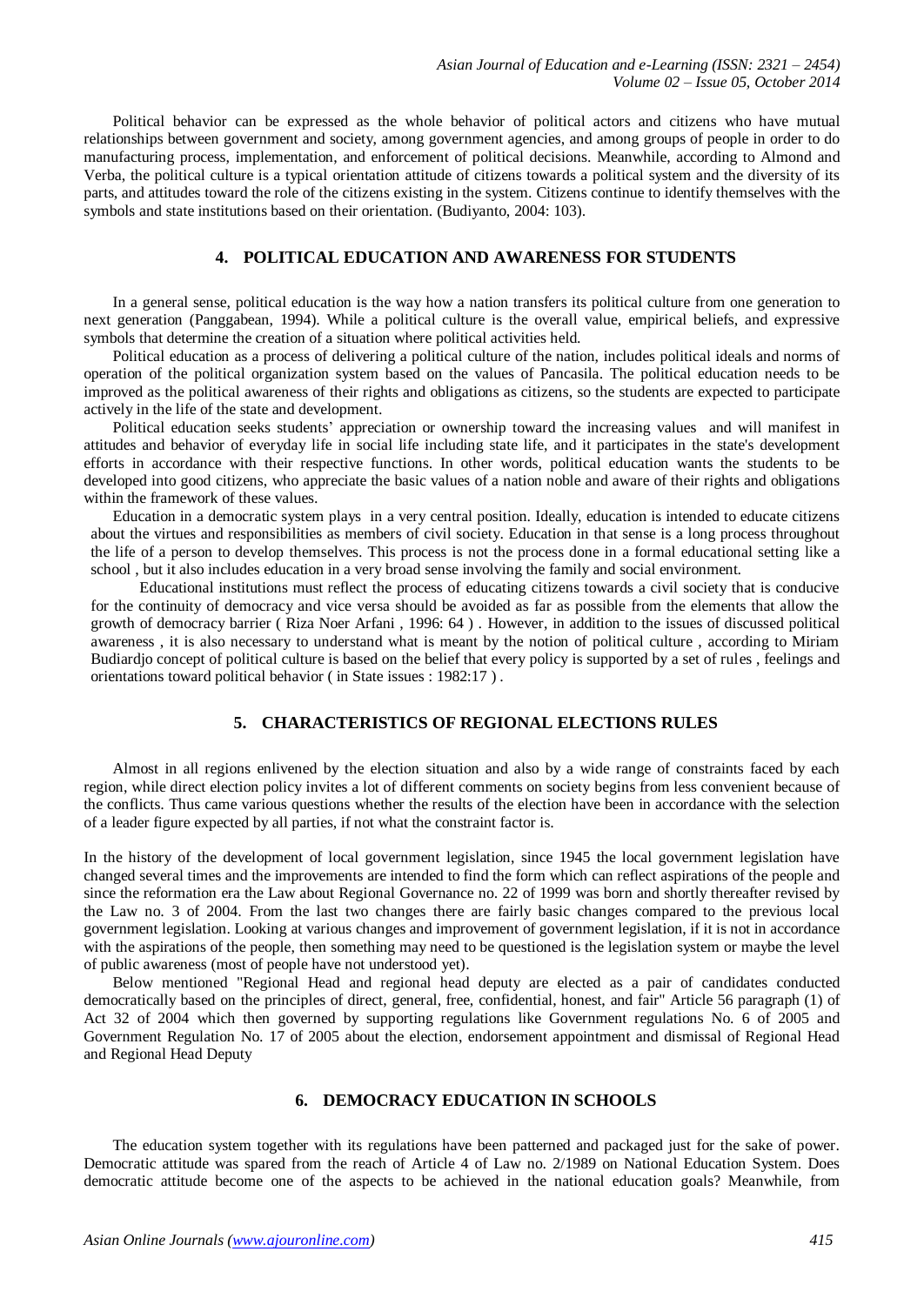Political behavior can be expressed as the whole behavior of political actors and citizens who have mutual relationships between government and society, among government agencies, and among groups of people in order to do manufacturing process, implementation, and enforcement of political decisions. Meanwhile, according to Almond and Verba, the political culture is a typical orientation attitude of citizens towards a political system and the diversity of its parts, and attitudes toward the role of the citizens existing in the system. Citizens continue to identify themselves with the symbols and state institutions based on their orientation. (Budiyanto, 2004: 103).

## 4. POLITICAL EDUCATION AND AWARENESS FOR STUDENTS

In a general sense, political education is the way how a nation transfers its political culture from one generation to next generation (Panggabean, 1994). While a political culture is the overall value, empirical beliefs, and expressive symbols that determine the creation of a situation where political activities held.

Political education as a process of delivering a political culture of the nation, includes political ideals and norms of operation of the political organization system based on the values of Pancasila. The political education needs to be improved as the political awareness of their rights and obligations as citizens, so the students are expected to participate actively in the life of the state and development.

Political education seeks students' appreciation or ownership toward the increasing values and will manifest in attitudes and behavior of everyday life in social life including state life, and it participates in the state's development efforts in accordance with their respective functions. In other words, political education wants the students to be developed into good citizens, who appreciate the basic values of a nation noble and aware of their rights and obligations within the framework of these values.

Education in a democratic system plays in a very central position. Ideally, education is intended to educate citizens about the virtues and responsibilities as members of civil society. Education in that sense is a long process throughout the life of a person to develop themselves. This process is not the process done in a formal educational setting like a school , but it also includes education in a very broad sense involving the family and social environment.

Educational institutions must reflect the process of educating citizens towards a civil society that is conducive for the continuity of democracy and vice versa should be avoided as far as possible from the elements that allow the growth of democracy barrier ( Riza Noer Arfani , 1996: 64 ) . However, in addition to the issues of discussed political awareness , it is also necessary to understand what is meant by the notion of political culture , according to Miriam Budiardjo concept of political culture is based on the belief that every policy is supported by a set of rules , feelings and orientations toward political behavior ( in State issues : 1982:17 ) .

## 5. CHARACTERISTICS OF REGIONAL ELECTIONS RULES

Almost in all regions enlivened by the election situation and also by a wide range of constraints faced by each region, while direct election policy invites a lot of different comments on society begins from less convenient because of the conflicts. Thus came various questions whether the results of the election have been in accordance with the selection of a leader figure expected by all parties, if not what the constraint factor is.

In the history of the development of local government legislation, since 1945 the local government legislation have changed several times and the improvements are intended to find the form which can reflect aspirations of the people and since the reformation era the Law about Regional Governance no. 22 of 1999 was born and shortly thereafter revised by the Law no. 3 of 2004. From the last two changes there are fairly basic changes compared to the previous local government legislation. Looking at various changes and improvement of government legislation, if it is not in accordance with the aspirations of the people, then something may need to be questioned is the legislation system or maybe the level of public awareness (most of people have not understood yet).

Below mentioned "Regional Head and regional head deputy are elected as a pair of candidates conducted democratically based on the principles of direct, general, free, confidential, honest, and fair" Article 56 paragraph (1) of Act 32 of 2004 which then governed by supporting regulations like Government regulations No. 6 of 2005 and Government Regulation No. 17 of 2005 about the election, endorsement appointment and dismissal of Regional Head and Regional Head Deputy

## 6. DEMOCRACY EDUCATION IN SCHOOLS

The education system together with its regulations have been patterned and packaged just for the sake of power. Democratic attitude was spared from the reach of Article 4 of Law no. 2/1989 on National Education System. Does democratic attitude become one of the aspects to be achieved in the national education goals? Meanwhile, from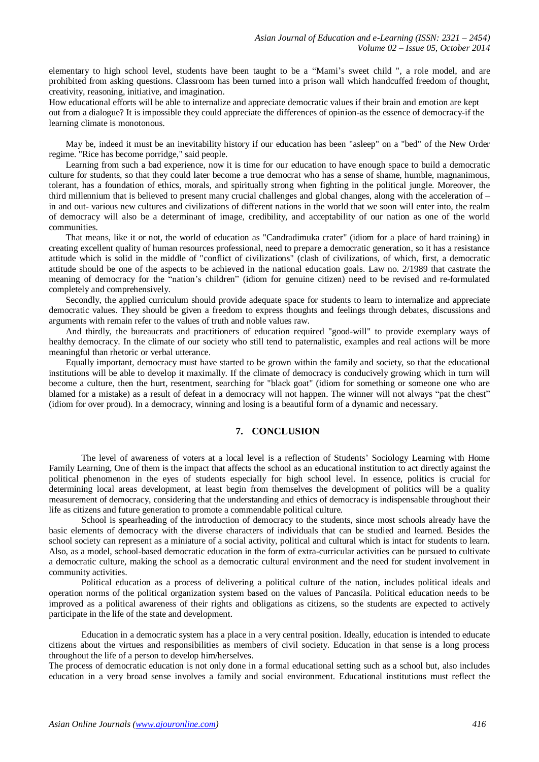elementary to high school level, students have been taught to be a "Mami's sweet child ", a role model, and are prohibited from asking questions. Classroom has been turned into a prison wall which handcuffed freedom of thought, creativity, reasoning, initiative, and imagination.

How educational efforts will be able to internalize and appreciate democratic values if their brain and emotion are kept out from a dialogue? It is impossible they could appreciate the differences of opinion-as the essence of democracy-if the learning climate is monotonous.

May be, indeed it must be an inevitability history if our education has been "asleep" on a "bed" of the New Order regime. "Rice has become porridge," said people.

Learning from such a bad experience, now it is time for our education to have enough space to build a democratic culture for students, so that they could later become a true democrat who has a sense of shame, humble, magnanimous, tolerant, has a foundation of ethics, morals, and spiritually strong when fighting in the political jungle. Moreover, the third millennium that is believed to present many crucial challenges and global changes, along with the acceleration of – in and out- various new cultures and civilizations of different nations in the world that we soon will enter into, the realm of democracy will also be a determinant of image, credibility, and acceptability of our nation as one of the world communities.

That means, like it or not, the world of education as "Candradimuka crater" (idiom for a place of hard training) in creating excellent quality of human resources professional, need to prepare a democratic generation, so it has a resistance attitude which is solid in the middle of "conflict of civilizations" (clash of civilizations, of which, first, a democratic attitude should be one of the aspects to be achieved in the national education goals. Law no. 2/1989 that castrate the meaning of democracy for the "nation's children" (idiom for genuine citizen) need to be revised and re-formulated completely and comprehensively.

Secondly, the applied curriculum should provide adequate space for students to learn to internalize and appreciate democratic values. They should be given a freedom to express thoughts and feelings through debates, discussions and arguments with remain refer to the values of truth and noble values raw.

And thirdly, the bureaucrats and practitioners of education required "good-will" to provide exemplary ways of healthy democracy. In the climate of our society who still tend to paternalistic, examples and real actions will be more meaningful than rhetoric or verbal utterance.

Equally important, democracy must have started to be grown within the family and society, so that the educational institutions will be able to develop it maximally. If the climate of democracy is conducively growing which in turn will become a culture, then the hurt, resentment, searching for "black goat" (idiom for something or someone one who are blamed for a mistake) as a result of defeat in a democracy will not happen. The winner will not always "pat the chest" (idiom for over proud). In a democracy, winning and losing is a beautiful form of a dynamic and necessary.

## 7. CONCLUSION

The level of awareness of voters at a local level is a reflection of Students' Sociology Learning with Home Family Learning, One of them is the impact that affects the school as an educational institution to act directly against the political phenomenon in the eyes of students especially for high school level. In essence, politics is crucial for determining local areas development, at least begin from themselves the development of politics will be a quality measurement of democracy, considering that the understanding and ethics of democracy is indispensable throughout their life as citizens and future generation to promote a commendable political culture.

School is spearheading of the introduction of democracy to the students, since most schools already have the basic elements of democracy with the diverse characters of individuals that can be studied and learned. Besides the school society can represent as a miniature of a social activity, political and cultural which is intact for students to learn. Also, as a model, school-based democratic education in the form of extra-curricular activities can be pursued to cultivate a democratic culture, making the school as a democratic cultural environment and the need for student involvement in community activities.

Political education as a process of delivering a political culture of the nation, includes political ideals and operation norms of the political organization system based on the values of Pancasila. Political education needs to be improved as a political awareness of their rights and obligations as citizens, so the students are expected to actively participate in the life of the state and development.

Education in a democratic system has a place in a very central position. Ideally, education is intended to educate citizens about the virtues and responsibilities as members of civil society. Education in that sense is a long process throughout the life of a person to develop him/herselves.

The process of democratic education is not only done in a formal educational setting such as a school but, also includes education in a very broad sense involves a family and social environment. Educational institutions must reflect the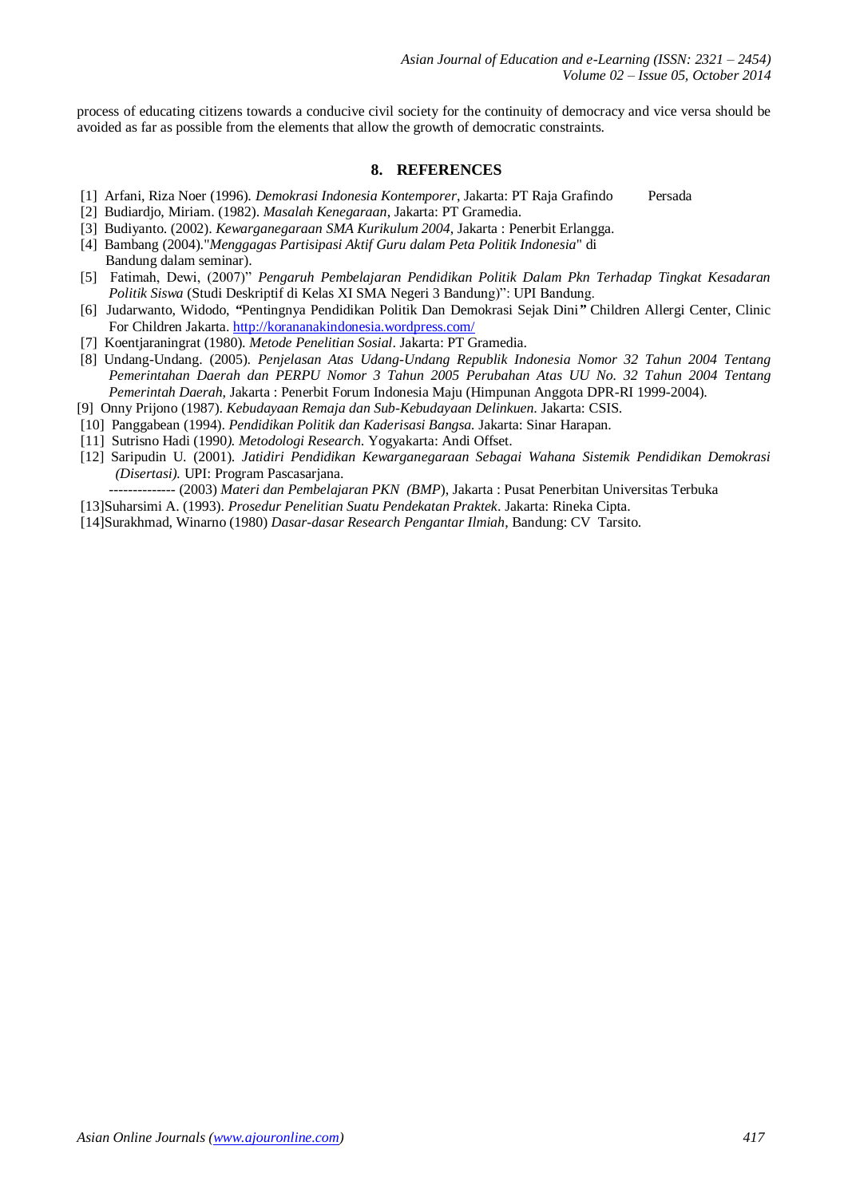process of educating citizens towards a conducive civil society for the continuity of democracy and vice versa should be avoided as far as possible from the elements that allow the growth of democratic constraints.

## 8. REFERENCES

[1] Arfani, Riza Noer (1996). *Demokrasi Indonesia Kontemporer*, Jakarta: PT Raja Grafindo Persada

[2] Budiardjo, Miriam. (1982). *Masalah Kenegaraan*, Jakarta: PT Gramedia.

[3] Budiyanto. (2002). *Kewarganegaraan SMA Kurikulum 2004*, Jakarta : Penerbit Erlangga.

[4] Bambang (2004)."*Menggagas Partisipasi Aktif Guru dalam Peta Politik Indonesia*" di Bandung dalam seminar).

[5] Fatimah, Dewi, (2007)" *Pengaruh Pembelajaran Pendidikan Politik Dalam Pkn Terhadap Tingkat Kesadaran Politik Siswa* (Studi Deskriptif di Kelas XI SMA Negeri 3 Bandung)": UPI Bandung.

[6] Judarwanto, Widodo, **"**Pentingnya Pendidikan Politik Dan Demokrasi Sejak Dini**"** Children Allergi Center, Clinic For Children Jakarta. http://korananakindonesia.wordpress.com/

[7] Koentjaraningrat (1980). *Metode Penelitian Sosial*. Jakarta: PT Gramedia.

[8] Undang-Undang. (2005). *Penjelasan Atas Udang-Undang Republik Indonesia Nomor 32 Tahun 2004 Tentang Pemerintahan Daerah dan PERPU Nomor 3 Tahun 2005 Perubahan Atas UU No. 32 Tahun 2004 Tentang Pemerintah Daerah*, Jakarta : Penerbit Forum Indonesia Maju (Himpunan Anggota DPR-RI 1999-2004).

[9] Onny Prijono (1987). *Kebudayaan Remaja dan Sub-Kebudayaan Delinkuen*. Jakarta: CSIS.

[10] Panggabean (1994). *Pendidikan Politik dan Kaderisasi Bangsa*. Jakarta: Sinar Harapan.

[11] Sutrisno Hadi (1990*). Metodologi Research*. Yogyakarta: Andi Offset.

[12] Saripudin U. (2001). *Jatidiri Pendidikan Kewarganegaraan Sebagai Wahana Sistemik Pendidikan Demokrasi (Disertasi).* UPI: Program Pascasarjana.

-------------- (2003) *Materi dan Pembelajaran PKN (BMP*), Jakarta : Pusat Penerbitan Universitas Terbuka

[13]Suharsimi A. (1993). *Prosedur Penelitian Suatu Pendekatan Praktek*. Jakarta: Rineka Cipta.

[14]Surakhmad, Winarno (1980) *Dasar-dasar Research Pengantar Ilmiah*, Bandung: CV Tarsito.